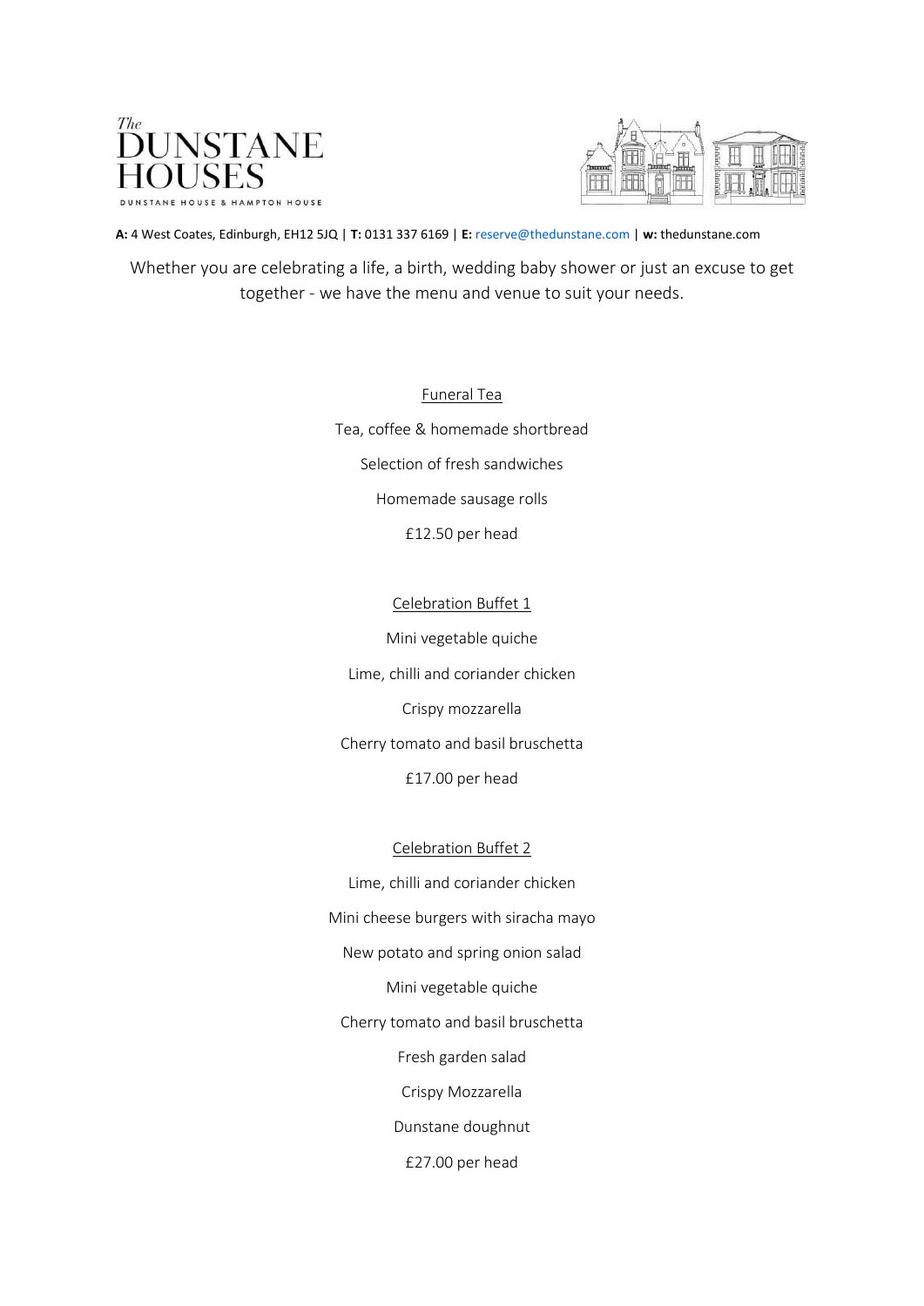The DUNSTANE HOUSES

DUNSTANE HOUSE & HAMPTON HOUSE

**A:** 4 West Coates, Edinburgh, EH12 5JQ | **T:** 0131 337 6169 | **E:** reserve@thedunstane.com | **w:** thedunstane.com

Whether you are celebrating a life, a birth, wedding baby shower or just an excuse to get together - we have the menu and venue to suit your needs.

## Funeral Tea

Tea, coffee & homemade shortbread

Selection of fresh sandwiches

Homemade sausage rolls

£12.50 per head

## Celebration Buffet 1

Mini vegetable quiche

Lime, chilli and coriander chicken

Crispy mozzarella

Cherry tomato and basil bruschetta

£17.00 per head

## Celebration Buffet 2

Lime, chilli and coriander chicken

Mini cheese burgers with siracha mayo

New potato and spring onion salad

Mini vegetable quiche

Cherry tomato and basil bruschetta

Fresh garden salad

Crispy Mozzarella

Dunstane doughnut

£27.00 per head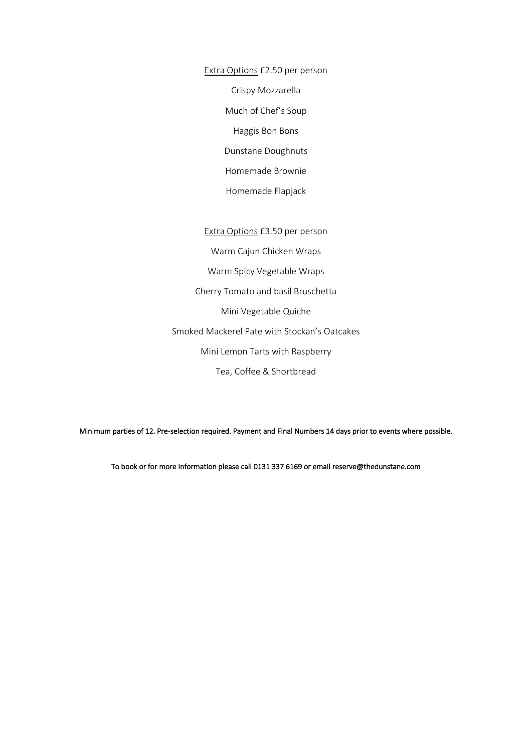<u>Extra Options</u> £2.50 per person

Crispy Mozzarella

Much of Chef's Soup

Haggis Bon Bons

Dunstane Doughnuts

Homemade Brownie

Homemade Flapjack

<u>Extra Options</u> £3.50 per person

Warm Cajun Chicken Wraps

Warm Spicy Vegetable Wraps

Cherry Tomato and basil Bruschetta

Mini Vegetable Quiche

Smoked Mackerel Pate with Stockan's Oatcakes

Mini Lemon Tarts with Raspberry

Tea, Coffee & Shortbread

Minimum parties of 12. Pre-selection required. Payment and Final Numbers 14 days prior to events where possible.

To book or for more information please call 0131 337 6169 or email reserve@thedunstane.com